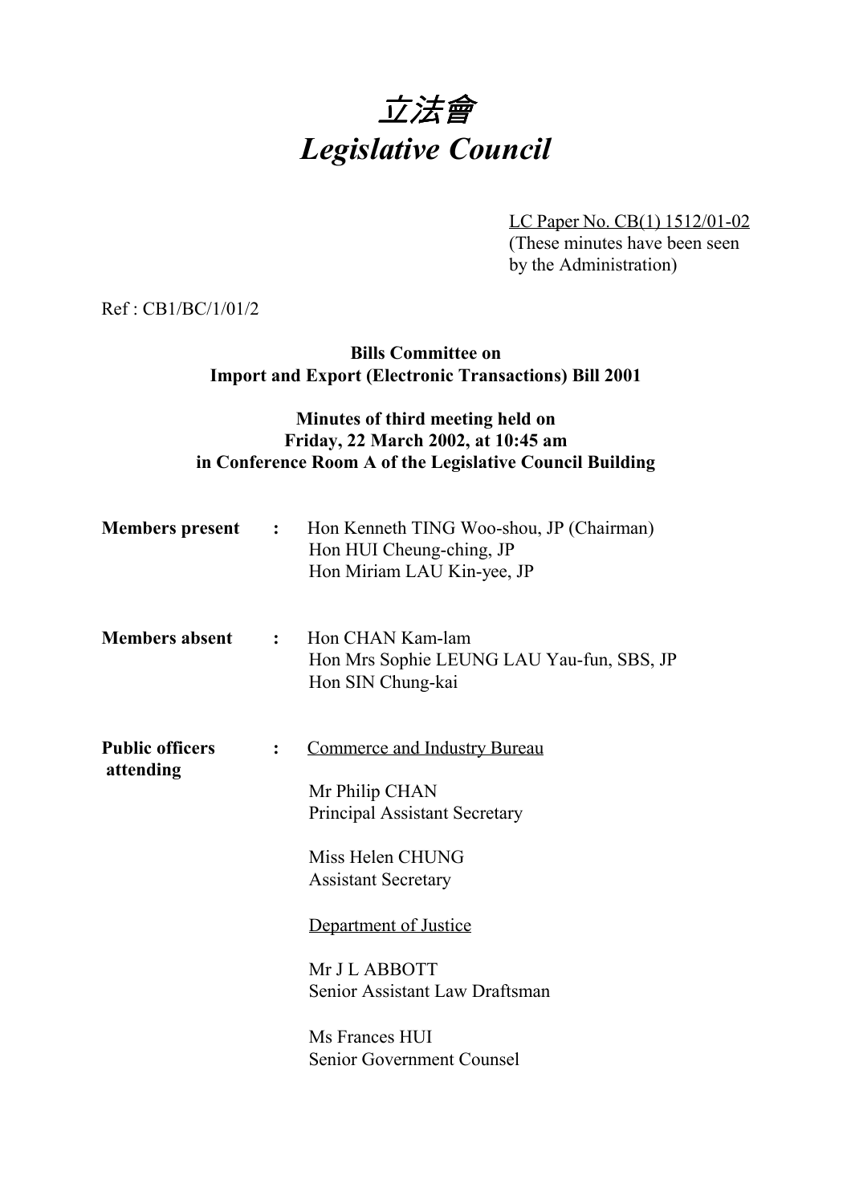# *立法會*
# *Legislative Council*

LC Paper No. CB(1) 1512/01-02
(These minutes have been seen by the Administration)

Ref : CB1/BC/1/01/2

**Bills Committee on**
**Import and Export (Electronic Transactions) Bill 2001**

**Minutes of third meeting held on**
**Friday, 22 March 2002, at 10:45 am**
**in Conference Room A of the Legislative Council Building**

**Members present :** Hon Kenneth TING Woo-shou, JP (Chairman)
Hon HUI Cheung-ching, JP
Hon Miriam LAU Kin-yee, JP

**Members absent :** Hon CHAN Kam-lam
Hon Mrs Sophie LEUNG LAU Yau-fun, SBS, JP
Hon SIN Chung-kai

**Public officers attending :** Commerce and Industry Bureau

Mr Philip CHAN
Principal Assistant Secretary

Miss Helen CHUNG
Assistant Secretary

Department of Justice

Mr J L ABBOTT
Senior Assistant Law Draftsman

Ms Frances HUI
Senior Government Counsel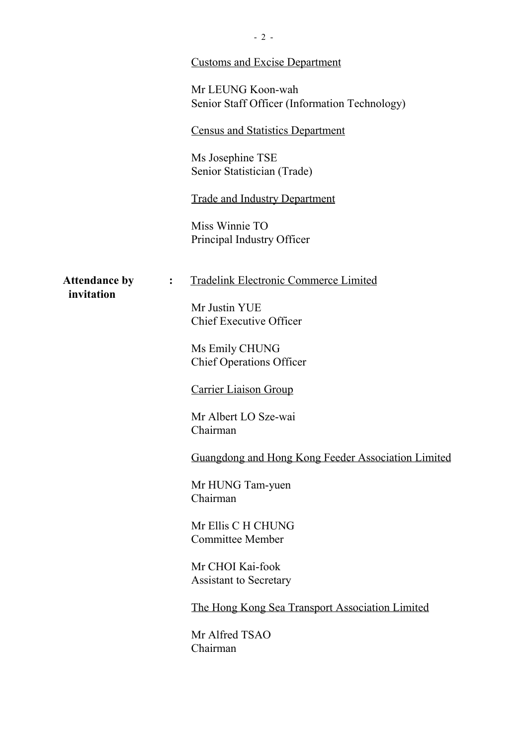<u>Customs and Excise Department</u>

Mr LEUNG Koon-wah
Senior Staff Officer (Information Technology)

<u>Census and Statistics Department</u>

Ms Josephine TSE
Senior Statistician (Trade)

<u>Trade and Industry Department</u>

Miss Winnie TO
Principal Industry Officer

**Attendance by invitation** :

<u>Tradelink Electronic Commerce Limited</u>

Mr Justin YUE
Chief Executive Officer

Ms Emily CHUNG
Chief Operations Officer

<u>Carrier Liaison Group</u>

Mr Albert LO Sze-wai
Chairman

<u>Guangdong and Hong Kong Feeder Association Limited</u>

Mr HUNG Tam-yuen
Chairman

Mr Ellis C H CHUNG
Committee Member

Mr CHOI Kai-fook
Assistant to Secretary

<u>The Hong Kong Sea Transport Association Limited</u>

Mr Alfred TSAO
Chairman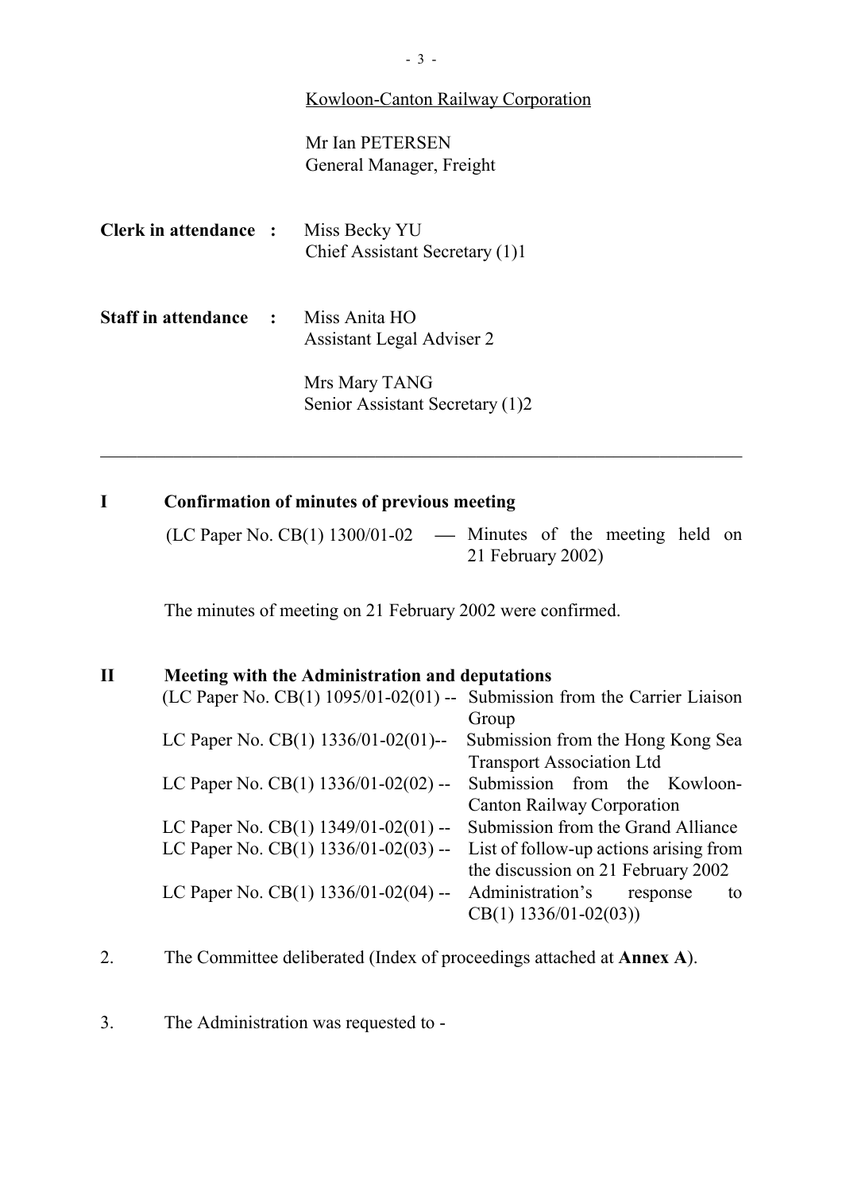<u>Kowloon-Canton Railway Corporation</u>

Mr Ian PETERSEN
General Manager, Freight

**Clerk in attendance :** Miss Becky YU
Chief Assistant Secretary (1)1

**Staff in attendance :** Miss Anita HO
Assistant Legal Adviser 2

Mrs Mary TANG
Senior Assistant Secretary (1)2

---

**I Confirmation of minutes of previous meeting**

(LC Paper No. CB(1) 1300/01-02 — Minutes of the meeting held on 21 February 2002)

The minutes of meeting on 21 February 2002 were confirmed.

**II Meeting with the Administration and deputations**

(LC Paper No. CB(1) 1095/01-02(01) -- Submission from the Carrier Liaison Group

LC Paper No. CB(1) 1336/01-02(01)-- Submission from the Hong Kong Sea Transport Association Ltd

LC Paper No. CB(1) 1336/01-02(02) -- Submission from the Kowloon-Canton Railway Corporation

LC Paper No. CB(1) 1349/01-02(01) -- Submission from the Grand Alliance

LC Paper No. CB(1) 1336/01-02(03) -- List of follow-up actions arising from the discussion on 21 February 2002

LC Paper No. CB(1) 1336/01-02(04) -- Administration's response to CB(1) 1336/01-02(03))

2. The Committee deliberated (Index of proceedings attached at **Annex A**).

3. The Administration was requested to -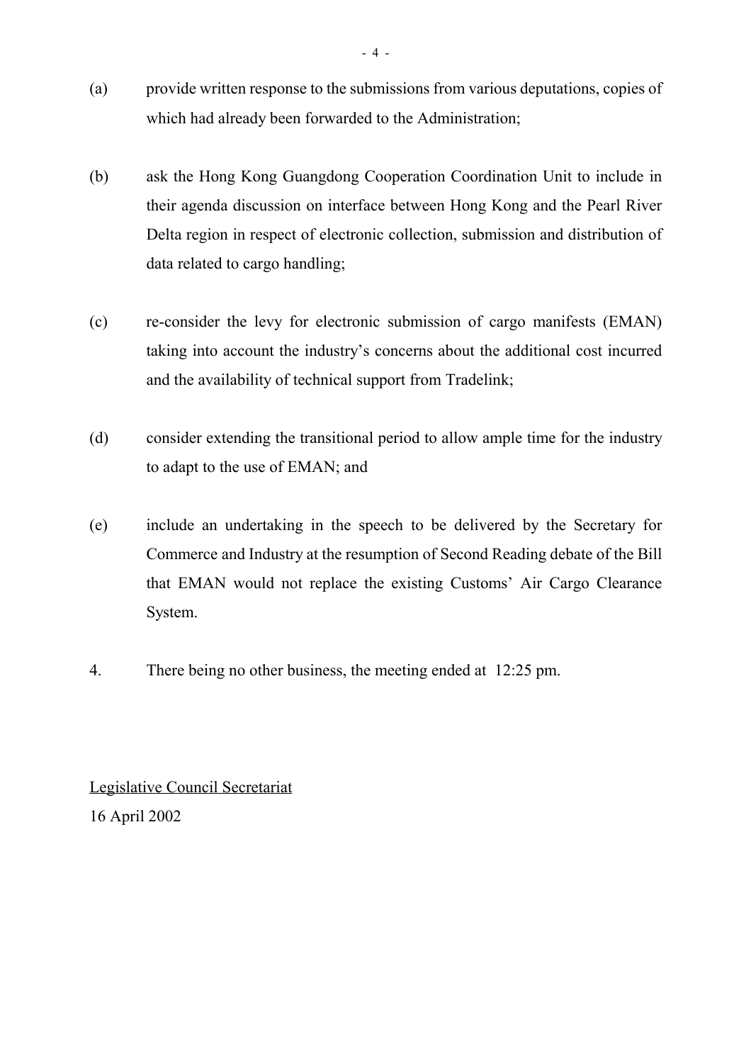(a) provide written response to the submissions from various deputations, copies of which had already been forwarded to the Administration;

(b) ask the Hong Kong Guangdong Cooperation Coordination Unit to include in their agenda discussion on interface between Hong Kong and the Pearl River Delta region in respect of electronic collection, submission and distribution of data related to cargo handling;

(c) re-consider the levy for electronic submission of cargo manifests (EMAN) taking into account the industry's concerns about the additional cost incurred and the availability of technical support from Tradelink;

(d) consider extending the transitional period to allow ample time for the industry to adapt to the use of EMAN; and

(e) include an undertaking in the speech to be delivered by the Secretary for Commerce and Industry at the resumption of Second Reading debate of the Bill that EMAN would not replace the existing Customs' Air Cargo Clearance System.

4. There being no other business, the meeting ended at 12:25 pm.

<u>Legislative Council Secretariat</u>
16 April 2002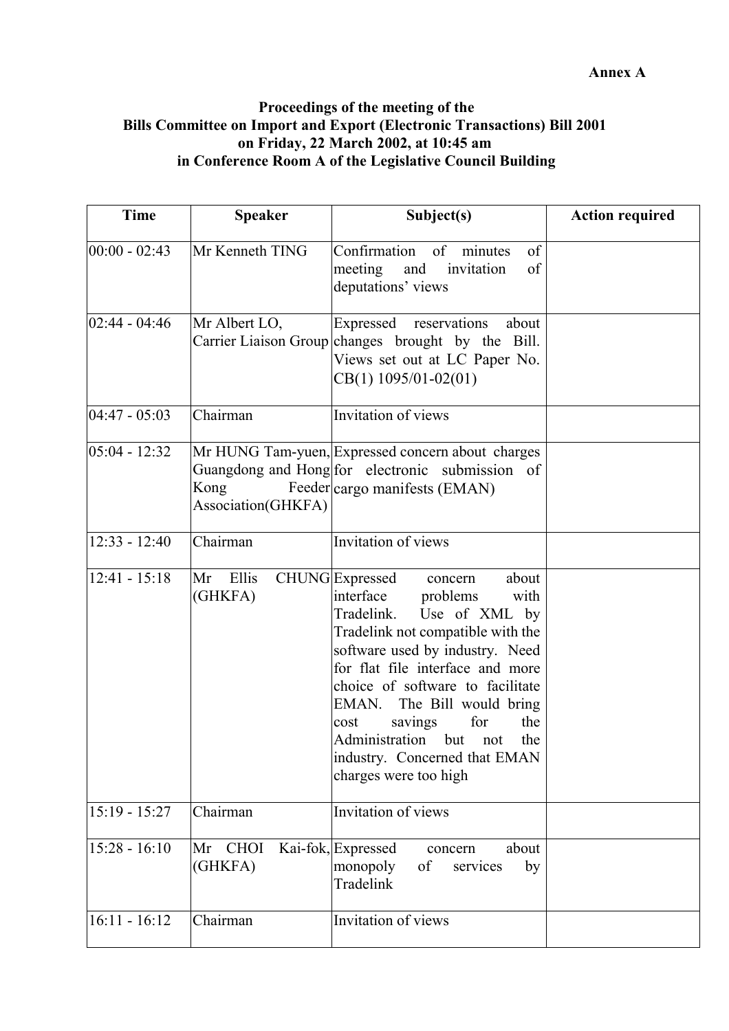**Annex A**

**Proceedings of the meeting of the**
**Bills Committee on Import and Export (Electronic Transactions) Bill 2001**
**on Friday, 22 March 2002, at 10:45 am**
**in Conference Room A of the Legislative Council Building**

| Time | Speaker | Subject(s) | Action required |
|---|---|---|---|
| 00:00 - 02:43 | Mr Kenneth TING | Confirmation of minutes of meeting and invitation of deputations' views | |
| 02:44 - 04:46 | Mr Albert LO, Carrier Liaison Group | Expressed reservations about changes brought by the Bill. Views set out at LC Paper No. CB(1) 1095/01-02(01) | |
| 04:47 - 05:03 | Chairman | Invitation of views | |
| 05:04 - 12:32 | Mr HUNG Tam-yuen, Guangdong and Hong Kong Feeder Association(GHKFA) | Expressed concern about charges for electronic submission of cargo manifests (EMAN) | |
| 12:33 - 12:40 | Chairman | Invitation of views | |
| 12:41 - 15:18 | Mr Ellis CHUNG (GHKFA) | Expressed concern about interface problems with Tradelink. Use of XML by Tradelink not compatible with the software used by industry. Need for flat file interface and more choice of software to facilitate EMAN. The Bill would bring cost savings for the Administration but not the industry. Concerned that EMAN charges were too high | |
| 15:19 - 15:27 | Chairman | Invitation of views | |
| 15:28 - 16:10 | Mr CHOI Kai-fok, (GHKFA) | Expressed concern about monopoly of services by Tradelink | |
| 16:11 - 16:12 | Chairman | Invitation of views | |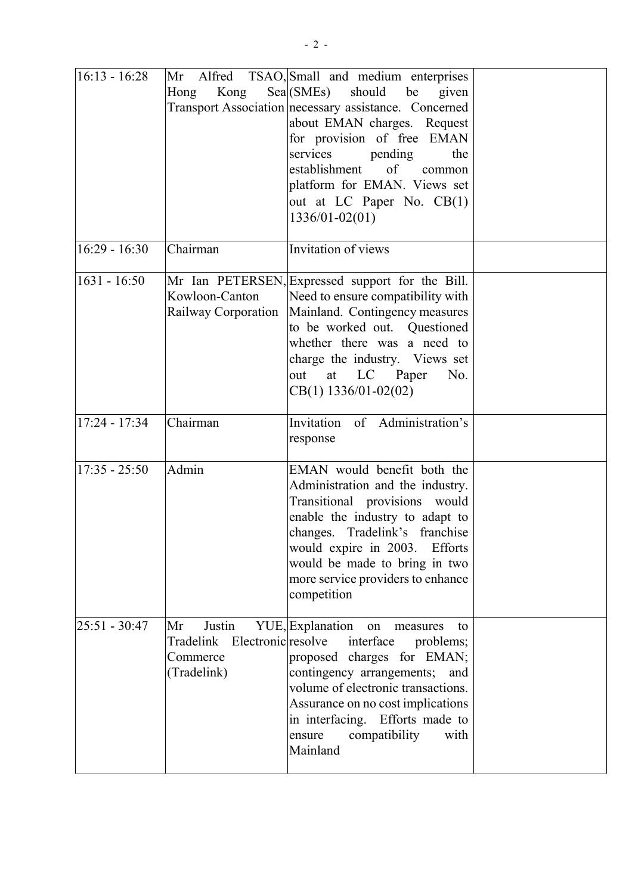| | | | |
|---|---|---|---|
| 16:13 - 16:28 | Mr Alfred TSAO, Hong Kong Sea Transport Association | Small and medium enterprises (SMEs) should be given necessary assistance. Concerned about EMAN charges. Request for provision of free EMAN services pending the establishment of common platform for EMAN. Views set out at LC Paper No. CB(1) 1336/01-02(01) | |
| 16:29 - 16:30 | Chairman | Invitation of views | |
| 1631 - 16:50 | Mr Ian PETERSEN, Kowloon-Canton Railway Corporation | Expressed support for the Bill. Need to ensure compatibility with Mainland. Contingency measures to be worked out. Questioned whether there was a need to charge the industry. Views set out at LC Paper No. CB(1) 1336/01-02(02) | |
| 17:24 - 17:34 | Chairman | Invitation of Administration's response | |
| 17:35 - 25:50 | Admin | EMAN would benefit both the Administration and the industry. Transitional provisions would enable the industry to adapt to changes. Tradelink's franchise would expire in 2003. Efforts would be made to bring in two more service providers to enhance competition | |
| 25:51 - 30:47 | Mr Justin YUE, Tradelink Electronic Commerce (Tradelink) | Explanation on measures to resolve interface problems; proposed charges for EMAN; contingency arrangements; and volume of electronic transactions. Assurance on no cost implications in interfacing. Efforts made to ensure compatibility with Mainland | |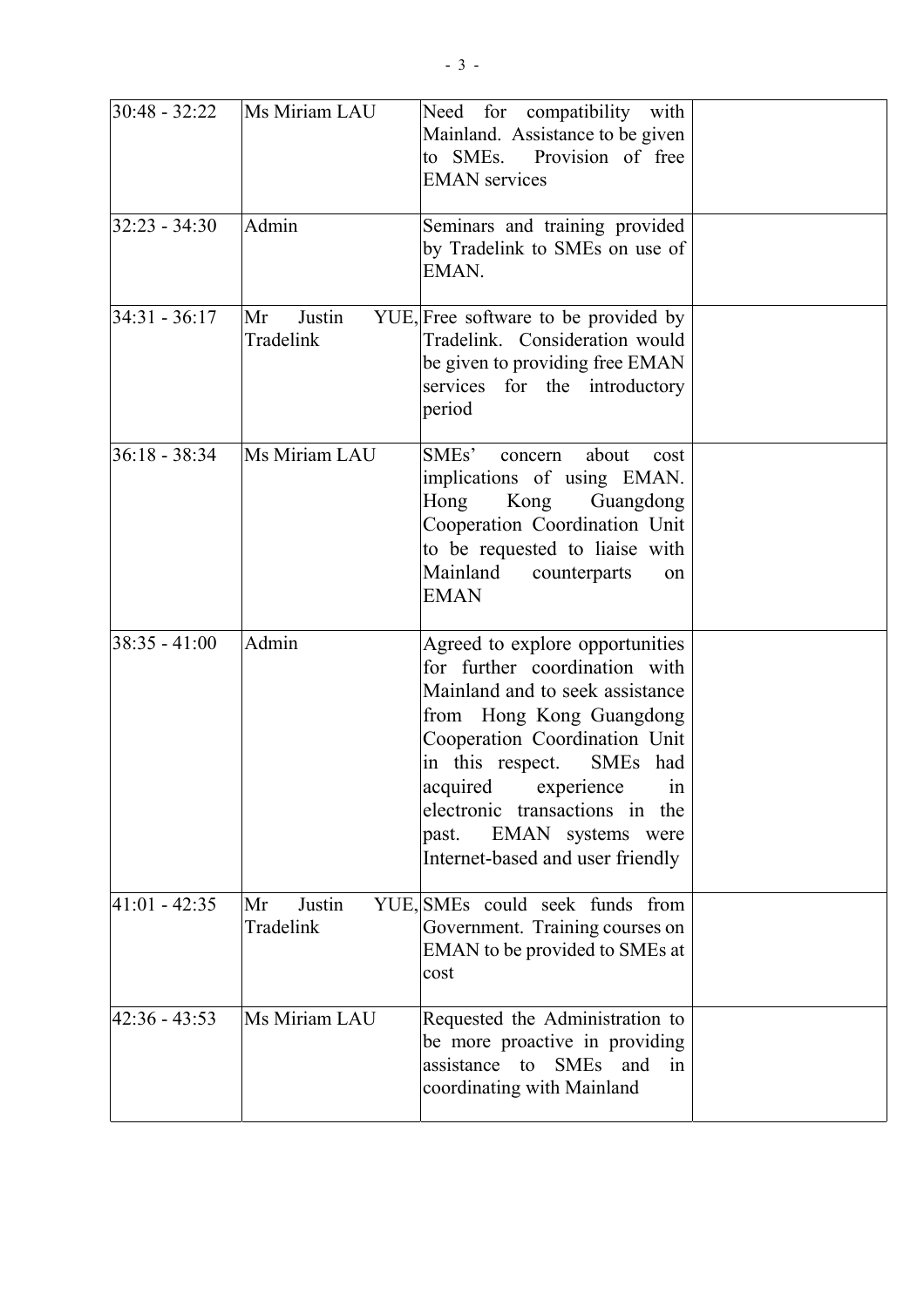| | | | |
|---|---|---|---|
| 30:48 - 32:22 | Ms Miriam LAU | Need for compatibility with Mainland. Assistance to be given to SMEs. Provision of free EMAN services | |
| 32:23 - 34:30 | Admin | Seminars and training provided by Tradelink to SMEs on use of EMAN. | |
| 34:31 - 36:17 | Mr Justin YUE, Tradelink | Free software to be provided by Tradelink. Consideration would be given to providing free EMAN services for the introductory period | |
| 36:18 - 38:34 | Ms Miriam LAU | SMEs' concern about cost implications of using EMAN. Hong Kong Guangdong Cooperation Coordination Unit to be requested to liaise with Mainland counterparts on EMAN | |
| 38:35 - 41:00 | Admin | Agreed to explore opportunities for further coordination with Mainland and to seek assistance from Hong Kong Guangdong Cooperation Coordination Unit in this respect. SMEs had acquired experience in electronic transactions in the past. EMAN systems were Internet-based and user friendly | |
| 41:01 - 42:35 | Mr Justin YUE, Tradelink | SMEs could seek funds from Government. Training courses on EMAN to be provided to SMEs at cost | |
| 42:36 - 43:53 | Ms Miriam LAU | Requested the Administration to be more proactive in providing assistance to SMEs and in coordinating with Mainland | |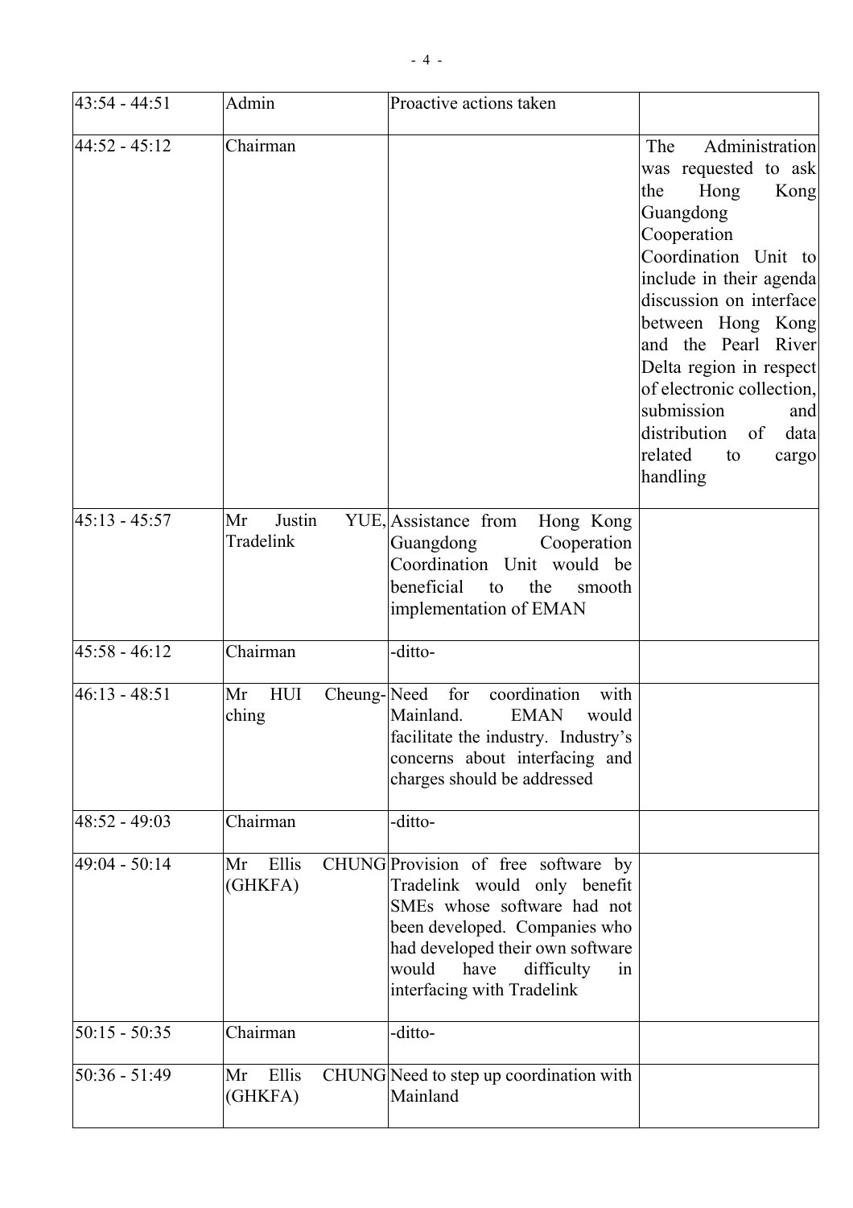| 43:54 - 44:51 | Admin | Proactive actions taken | |
|---|---|---|---|
| 44:52 - 45:12 | Chairman | | The Administration was requested to ask the Hong Kong Guangdong Cooperation Coordination Unit to include in their agenda discussion on interface between Hong Kong and the Pearl River Delta region in respect of electronic collection, submission and distribution of data related to cargo handling |
| 45:13 - 45:57 | Mr Justin YUE, Tradelink | Assistance from Hong Kong Guangdong Cooperation Coordination Unit would be beneficial to the smooth implementation of EMAN | |
| 45:58 - 46:12 | Chairman | -ditto- | |
| 46:13 - 48:51 | Mr HUI Cheung-ching | Need for coordination with Mainland. EMAN would facilitate the industry. Industry's concerns about interfacing and charges should be addressed | |
| 48:52 - 49:03 | Chairman | -ditto- | |
| 49:04 - 50:14 | Mr Ellis CHUNG (GHKFA) | Provision of free software by Tradelink would only benefit SMEs whose software had not been developed. Companies who had developed their own software would have difficulty in interfacing with Tradelink | |
| 50:15 - 50:35 | Chairman | -ditto- | |
| 50:36 - 51:49 | Mr Ellis CHUNG (GHKFA) | Need to step up coordination with Mainland | |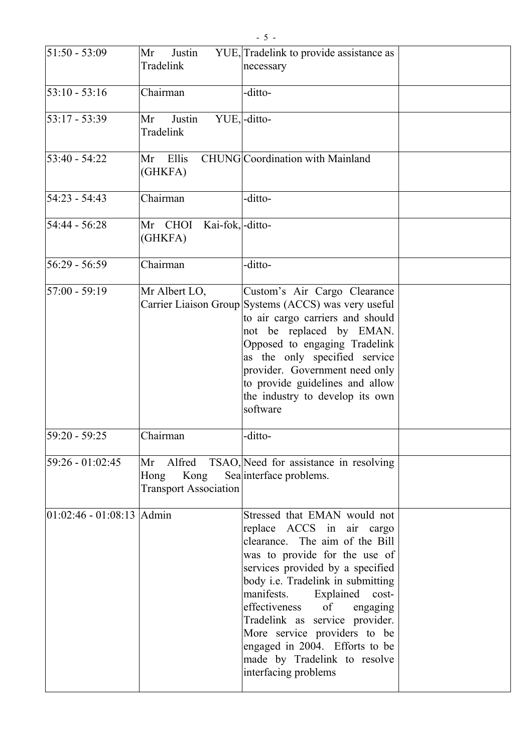| 51:50 - 53:09 | Mr Justin YUE, Tradelink | Tradelink to provide assistance as necessary | |
|---|---|---|---|
| 53:10 - 53:16 | Chairman | -ditto- | |
| 53:17 - 53:39 | Mr Justin YUE, Tradelink | -ditto- | |
| 53:40 - 54:22 | Mr Ellis CHUNG (GHKFA) | Coordination with Mainland | |
| 54:23 - 54:43 | Chairman | -ditto- | |
| 54:44 - 56:28 | Mr CHOI Kai-fok, (GHKFA) | -ditto- | |
| 56:29 - 56:59 | Chairman | -ditto- | |
| 57:00 - 59:19 | Mr Albert LO, Carrier Liaison Group | Custom's Air Cargo Clearance Systems (ACCS) was very useful to air cargo carriers and should not be replaced by EMAN. Opposed to engaging Tradelink as the only specified service provider. Government need only to provide guidelines and allow the industry to develop its own software | |
| 59:20 - 59:25 | Chairman | -ditto- | |
| 59:26 - 01:02:45 | Mr Alfred TSAO, Hong Kong Sea Transport Association | Need for assistance in resolving interface problems. | |
| 01:02:46 - 01:08:13 | Admin | Stressed that EMAN would not replace ACCS in air cargo clearance. The aim of the Bill was to provide for the use of services provided by a specified body i.e. Tradelink in submitting manifests. Explained cost-effectiveness of engaging Tradelink as service provider. More service providers to be engaged in 2004. Efforts to be made by Tradelink to resolve interfacing problems | |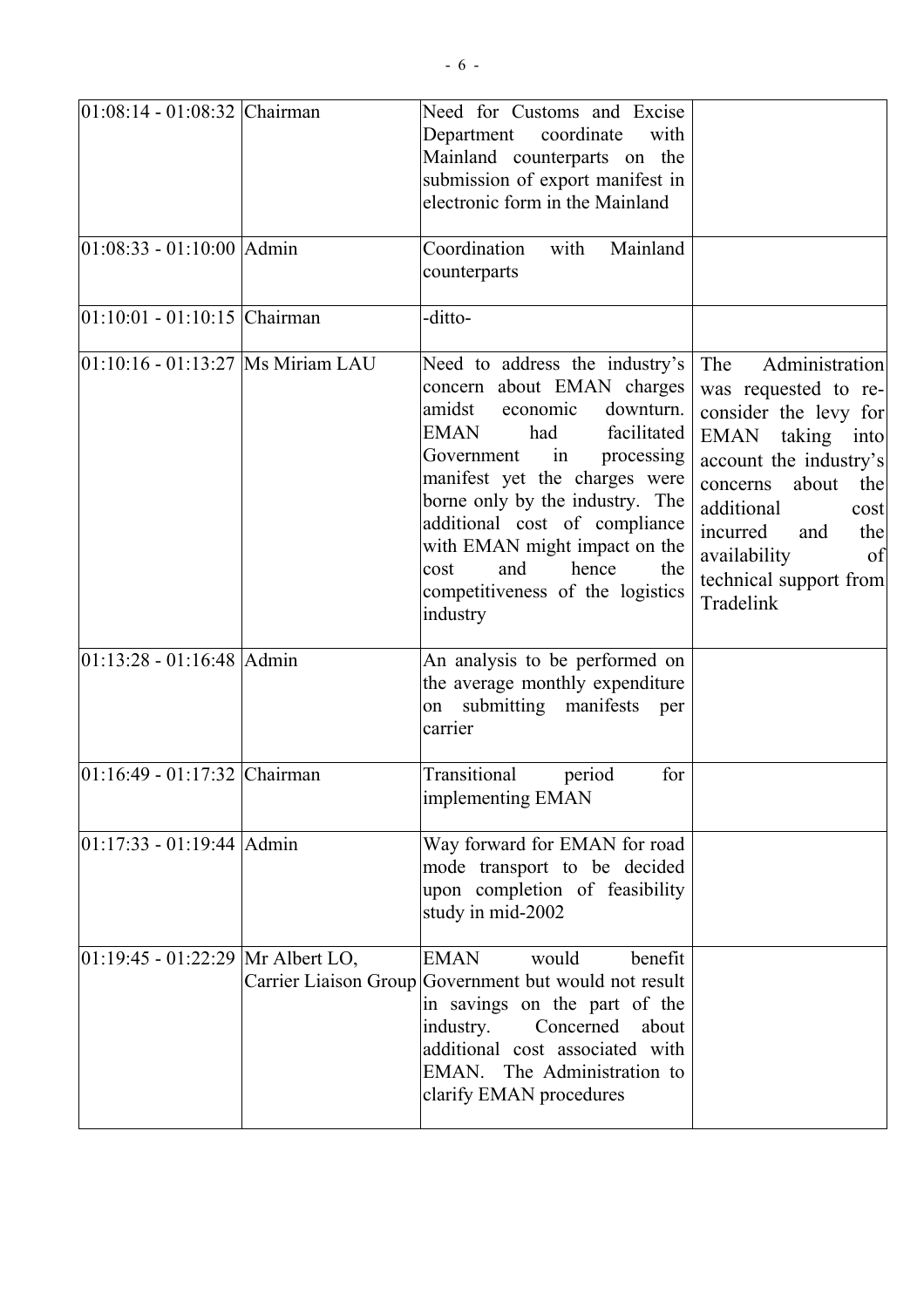| | | | |
|---|---|---|---|
| 01:08:14 - 01:08:32 | Chairman | Need for Customs and Excise Department coordinate with Mainland counterparts on the submission of export manifest in electronic form in the Mainland | |
| 01:08:33 - 01:10:00 | Admin | Coordination with Mainland counterparts | |
| 01:10:01 - 01:10:15 | Chairman | -ditto- | |
| 01:10:16 - 01:13:27 | Ms Miriam LAU | Need to address the industry's concern about EMAN charges amidst economic downturn. EMAN had facilitated Government in processing manifest yet the charges were borne only by the industry. The additional cost of compliance with EMAN might impact on the cost and hence the competitiveness of the logistics industry | The Administration was requested to re-consider the levy for EMAN taking into account the industry's concerns about the additional cost incurred and the availability of technical support from Tradelink |
| 01:13:28 - 01:16:48 | Admin | An analysis to be performed on the average monthly expenditure on submitting manifests per carrier | |
| 01:16:49 - 01:17:32 | Chairman | Transitional period for implementing EMAN | |
| 01:17:33 - 01:19:44 | Admin | Way forward for EMAN for road mode transport to be decided upon completion of feasibility study in mid-2002 | |
| 01:19:45 - 01:22:29 | Mr Albert LO, Carrier Liaison Group | EMAN would benefit Government but would not result in savings on the part of the industry. Concerned about additional cost associated with EMAN. The Administration to clarify EMAN procedures | |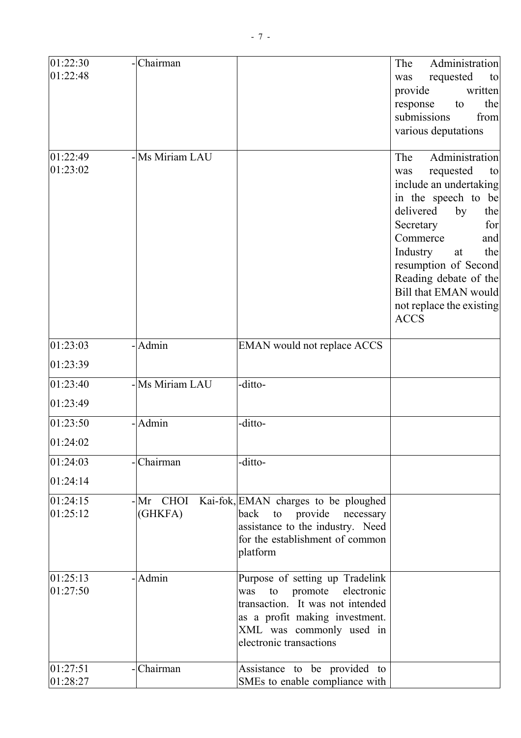| | | | |
|---|---|---|---|
| 01:22:30<br>01:22:48 | - Chairman | | The Administration was requested to provide written response to the submissions from various deputations |
| 01:22:49<br>01:23:02 | - Ms Miriam LAU | | The Administration was requested to include an undertaking in the speech to be delivered by the Secretary for Commerce and Industry at the resumption of Second Reading debate of the Bill that EMAN would not replace the existing ACCS |
| 01:23:03<br>01:23:39 | - Admin | EMAN would not replace ACCS | |
| 01:23:40<br>01:23:49 | - Ms Miriam LAU | -ditto- | |
| 01:23:50<br>01:24:02 | - Admin | -ditto- | |
| 01:24:03<br>01:24:14 | - Chairman | -ditto- | |
| 01:24:15<br>01:25:12 | - Mr CHOI Kai-fok, (GHKFA) | EMAN charges to be ploughed back to provide necessary assistance to the industry. Need for the establishment of common platform | |
| 01:25:13<br>01:27:50 | - Admin | Purpose of setting up Tradelink was to promote electronic transaction. It was not intended as a profit making investment. XML was commonly used in electronic transactions | |
| 01:27:51<br>01:28:27 | - Chairman | Assistance to be provided to SMEs to enable compliance with | |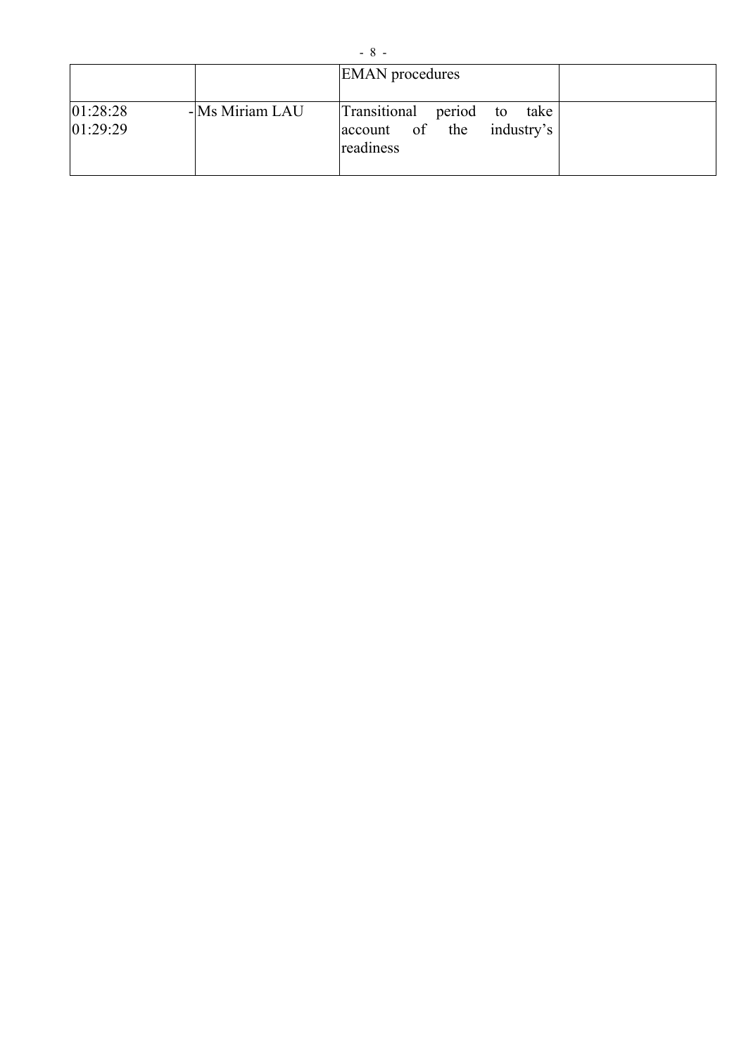|  |  | EMAN procedures |  |
|---|---|---|---|
| 01:28:28 - 01:29:29 | Ms Miriam LAU | Transitional period to take account of the industry's readiness |  |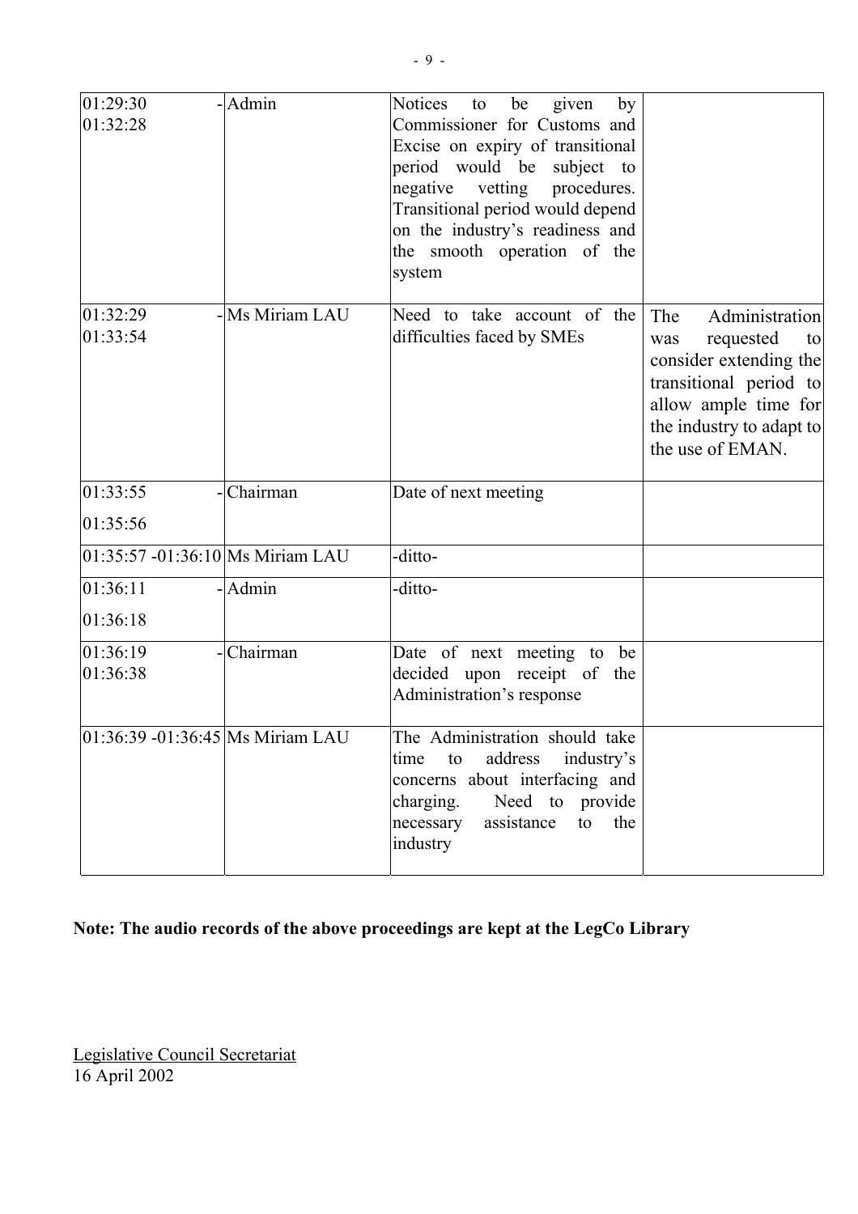| | | | |
|---|---|---|---|
| 01:29:30 - 01:32:28 | Admin | Notices to be given by Commissioner for Customs and Excise on expiry of transitional period would be subject to negative vetting procedures. Transitional period would depend on the industry's readiness and the smooth operation of the system | |
| 01:32:29 - 01:33:54 | Ms Miriam LAU | Need to take account of the difficulties faced by SMEs | The Administration was requested to consider extending the transitional period to allow ample time for the industry to adapt to the use of EMAN. |
| 01:33:55 - 01:35:56 | Chairman | Date of next meeting | |
| 01:35:57 -01:36:10 | Ms Miriam LAU | -ditto- | |
| 01:36:11 - 01:36:18 | Admin | -ditto- | |
| 01:36:19 - 01:36:38 | Chairman | Date of next meeting to be decided upon receipt of the Administration's response | |
| 01:36:39 -01:36:45 | Ms Miriam LAU | The Administration should take time to address industry's concerns about interfacing and charging. Need to provide necessary assistance to the industry | |

**Note: The audio records of the above proceedings are kept at the LegCo Library**

Legislative Council Secretariat
16 April 2002